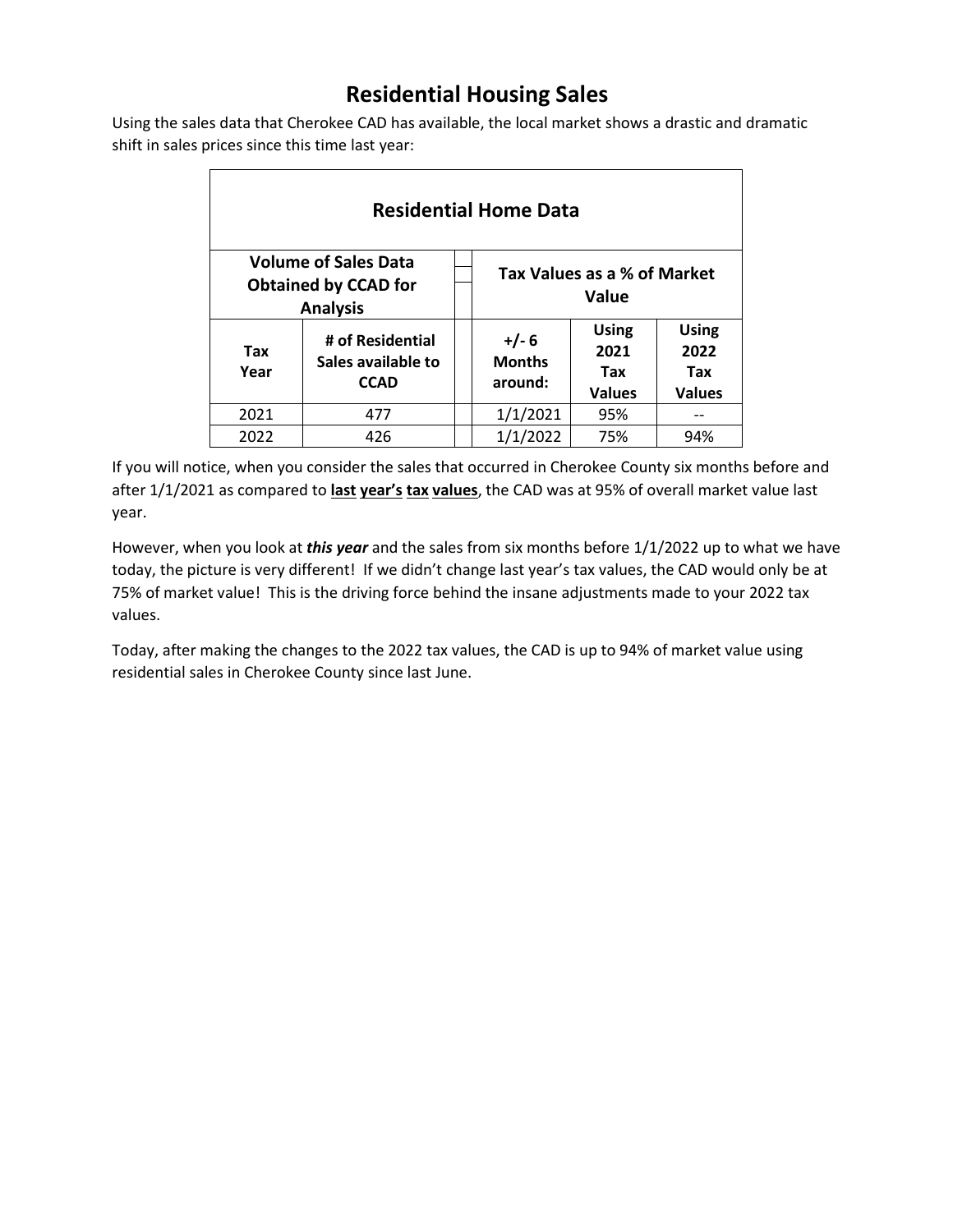# Residential Housing Sales

Using the sales data that Cherokee CAD has available, the local market shows a drastic and dramatic shift in sales prices since this time last year:

| Residential Home Data | | | | | |
|---|---|---|---|---|---|
| **Volume of Sales Data Obtained by CCAD for Analysis** | | | **Tax Values as a % of Market Value** | | |
| **Tax Year** | **# of Residential Sales available to CCAD** | | **+/- 6 Months around:** | **Using 2021 Tax Values** | **Using 2022 Tax Values** |
| 2021 | 477 | | 1/1/2021 | 95% | -- |
| 2022 | 426 | | 1/1/2022 | 75% | 94% |

If you will notice, when you consider the sales that occurred in Cherokee County six months before and after 1/1/2021 as compared to **last year's tax values**, the CAD was at 95% of overall market value last year.

However, when you look at ***this year*** and the sales from six months before 1/1/2022 up to what we have today, the picture is very different! If we didn't change last year's tax values, the CAD would only be at 75% of market value! This is the driving force behind the insane adjustments made to your 2022 tax values.

Today, after making the changes to the 2022 tax values, the CAD is up to 94% of market value using residential sales in Cherokee County since last June.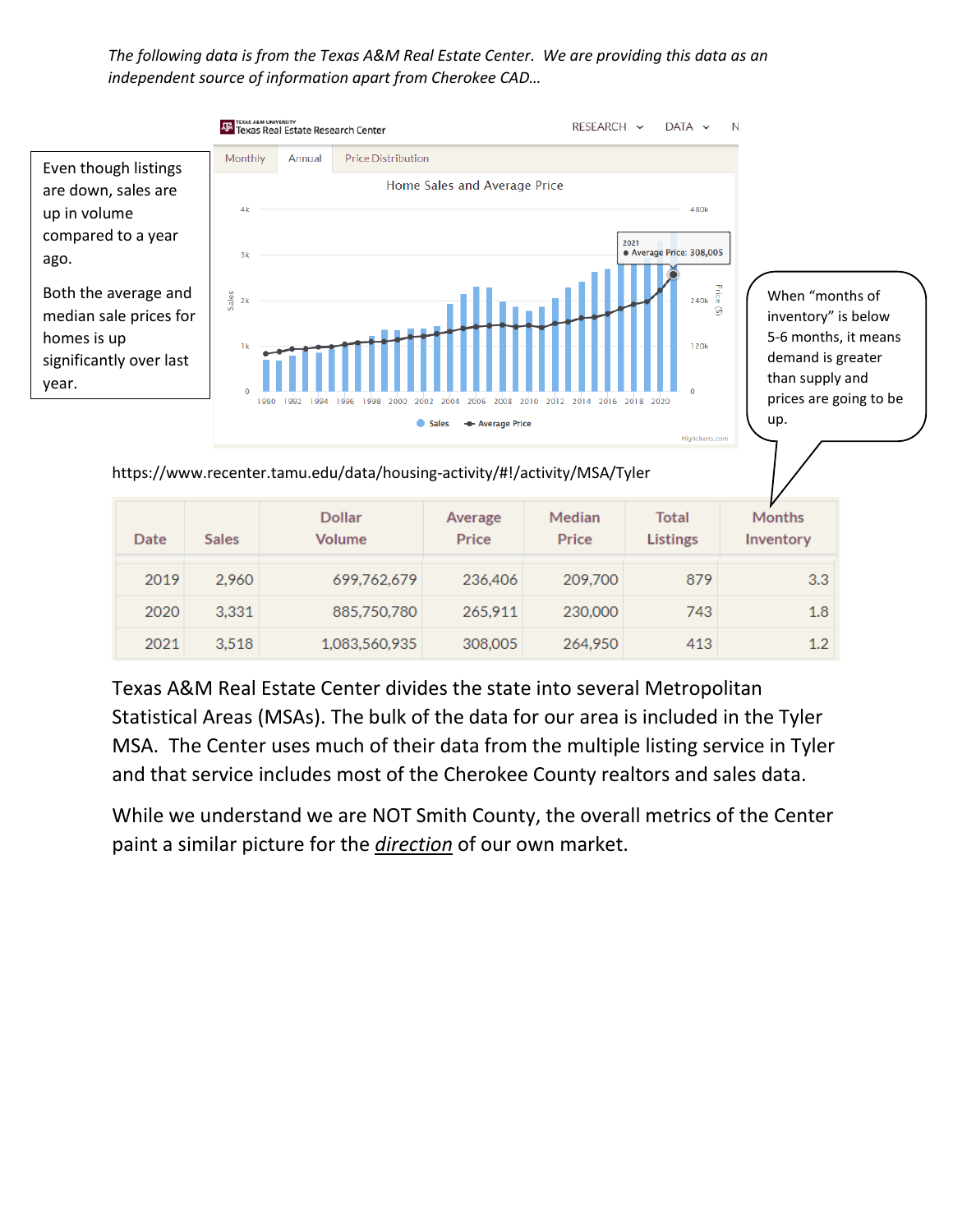*The following data is from the Texas A&M Real Estate Center. We are providing this data as an independent source of information apart from Cherokee CAD…*

Even though listings are down, sales are up in volume compared to a year ago.

Both the average and median sale prices for homes is up significantly over last year.

When "months of inventory" is below 5-6 months, it means demand is greater than supply and prices are going to be up.

https://www.recenter.tamu.edu/data/housing-activity/#!/activity/MSA/Tyler

| Date | Sales | Dollar Volume | Average Price | Median Price | Total Listings | Months Inventory |
|---|---|---|---|---|---|---|
| 2019 | 2,960 | 699,762,679 | 236,406 | 209,700 | 879 | 3.3 |
| 2020 | 3,331 | 885,750,780 | 265,911 | 230,000 | 743 | 1.8 |
| 2021 | 3,518 | 1,083,560,935 | 308,005 | 264,950 | 413 | 1.2 |

Texas A&M Real Estate Center divides the state into several Metropolitan Statistical Areas (MSAs). The bulk of the data for our area is included in the Tyler MSA. The Center uses much of their data from the multiple listing service in Tyler and that service includes most of the Cherokee County realtors and sales data.

While we understand we are NOT Smith County, the overall metrics of the Center paint a similar picture for the ***direction*** of our own market.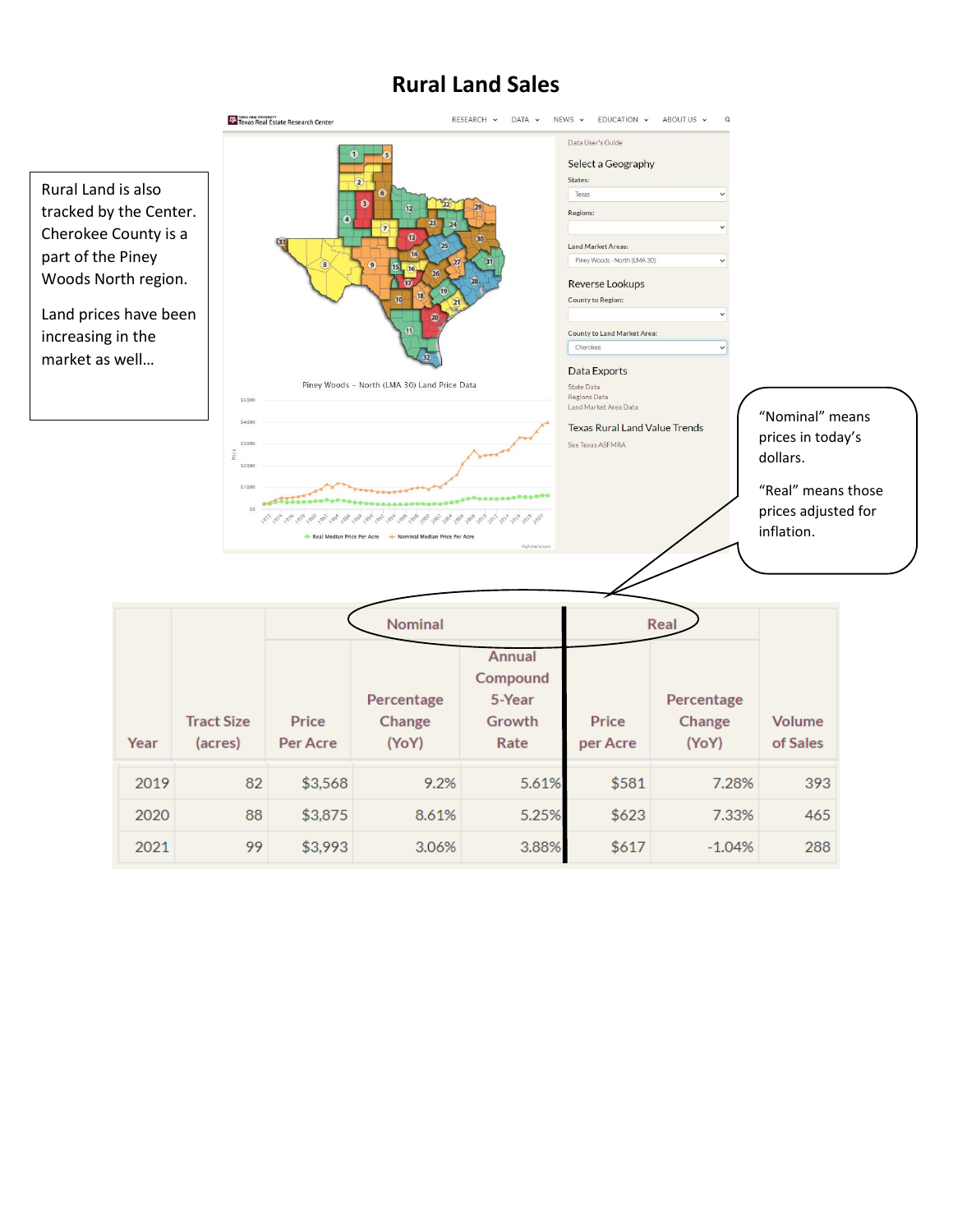# Rural Land Sales

Rural Land is also tracked by the Center. Cherokee County is a part of the Piney Woods North region.

Land prices have been increasing in the market as well…

Texas Real Estate Research Center

RESEARCH DATA NEWS EDUCATION ABOUT US

Data User's Guide

Select a Geography

States:

Texas

Regions:

Land Market Areas:

Piney Woods - North (LMA 30)

Reverse Lookups

County to Region:

County to Land Market Area:

Cherokee

Data Exports

State Data

Regions Data

Land Market Area Data

Texas Rural Land Value Trends

See Texas ASFMRA

Piney Woods – North (LMA 30) Land Price Data

$5000
$4000
$3000
$2000
$1000
$0

Price

1972 1974 1976 1978 1980 1982 1984 1986 1988 1990 1992 1994 1996 1998 2000 2002 2004 2006 2008 2010 2012 2014 2016 2018 2020

Real Median Price Per Acre — Nominal Median Price Per Acre

"Nominal" means prices in today's dollars.

"Real" means those prices adjusted for inflation.

| Year | Tract Size (acres) | Nominal | | | Real | | Volume of Sales |
|---|---|---|---|---|---|---|---|
| | | Price Per Acre | Percentage Change (YoY) | Annual Compound 5-Year Growth Rate | Price per Acre | Percentage Change (YoY) | |
| 2019 | 82 | $3,568 | 9.2% | 5.61% | $581 | 7.28% | 393 |
| 2020 | 88 | $3,875 | 8.61% | 5.25% | $623 | 7.33% | 465 |
| 2021 | 99 | $3,993 | 3.06% | 3.88% | $617 | -1.04% | 288 |